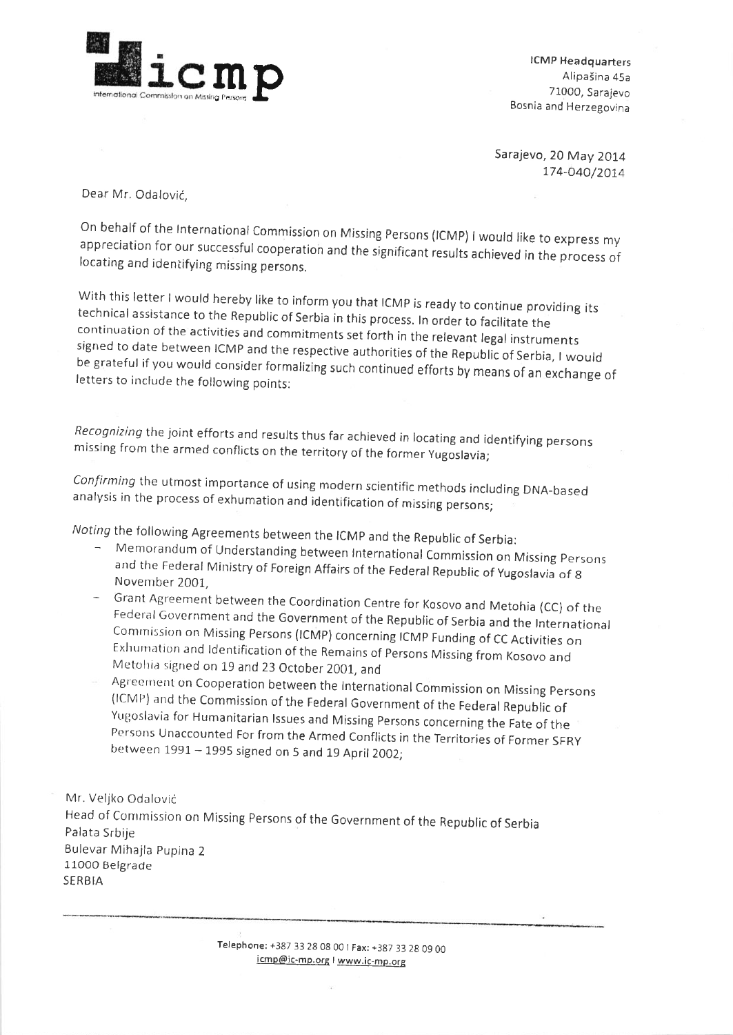ICMP Headquarters
Alipašina 45a
71000, Sarajevo
Bosnia and Herzegovina

Sarajevo, 20 May 2014
174-040/2014

Dear Mr. Odalović,

On behalf of the International Commission on Missing Persons (ICMP) I would like to express my appreciation for our successful cooperation and the significant results achieved in the process of locating and identifying missing persons.

With this letter I would hereby like to inform you that ICMP is ready to continue providing its technical assistance to the Republic of Serbia in this process. In order to facilitate the continuation of the activities and commitments set forth in the relevant legal instruments signed to date between ICMP and the respective authorities of the Republic of Serbia, I would be grateful if you would consider formalizing such continued efforts by means of an exchange of letters to include the following points:

*Recognizing* the joint efforts and results thus far achieved in locating and identifying persons missing from the armed conflicts on the territory of the former Yugoslavia;

*Confirming* the utmost importance of using modern scientific methods including DNA-based analysis in the process of exhumation and identification of missing persons;

*Noting* the following Agreements between the ICMP and the Republic of Serbia:

- Memorandum of Understanding between International Commission on Missing Persons and the Federal Ministry of Foreign Affairs of the Federal Republic of Yugoslavia of 8 November 2001,
- Grant Agreement between the Coordination Centre for Kosovo and Metohia (CC) of the Federal Government and the Government of the Republic of Serbia and the International Commission on Missing Persons (ICMP) concerning ICMP Funding of CC Activities on Exhumation and Identification of the Remains of Persons Missing from Kosovo and Metohia signed on 19 and 23 October 2001, and
- Agreement on Cooperation between the International Commission on Missing Persons (ICMP) and the Commission of the Federal Government of the Federal Republic of Yugoslavia for Humanitarian Issues and Missing Persons concerning the Fate of the Persons Unaccounted For from the Armed Conflicts in the Territories of Former SFRY between 1991 – 1995 signed on 5 and 19 April 2002;

Mr. Veljko Odalović
Head of Commission on Missing Persons of the Government of the Republic of Serbia
Palata Srbije
Bulevar Mihajla Pupina 2
11000 Belgrade
SERBIA

Telephone: +387 33 28 08 00 | Fax: +387 33 28 09 00
icmp@ic-mp.org | www.ic-mp.org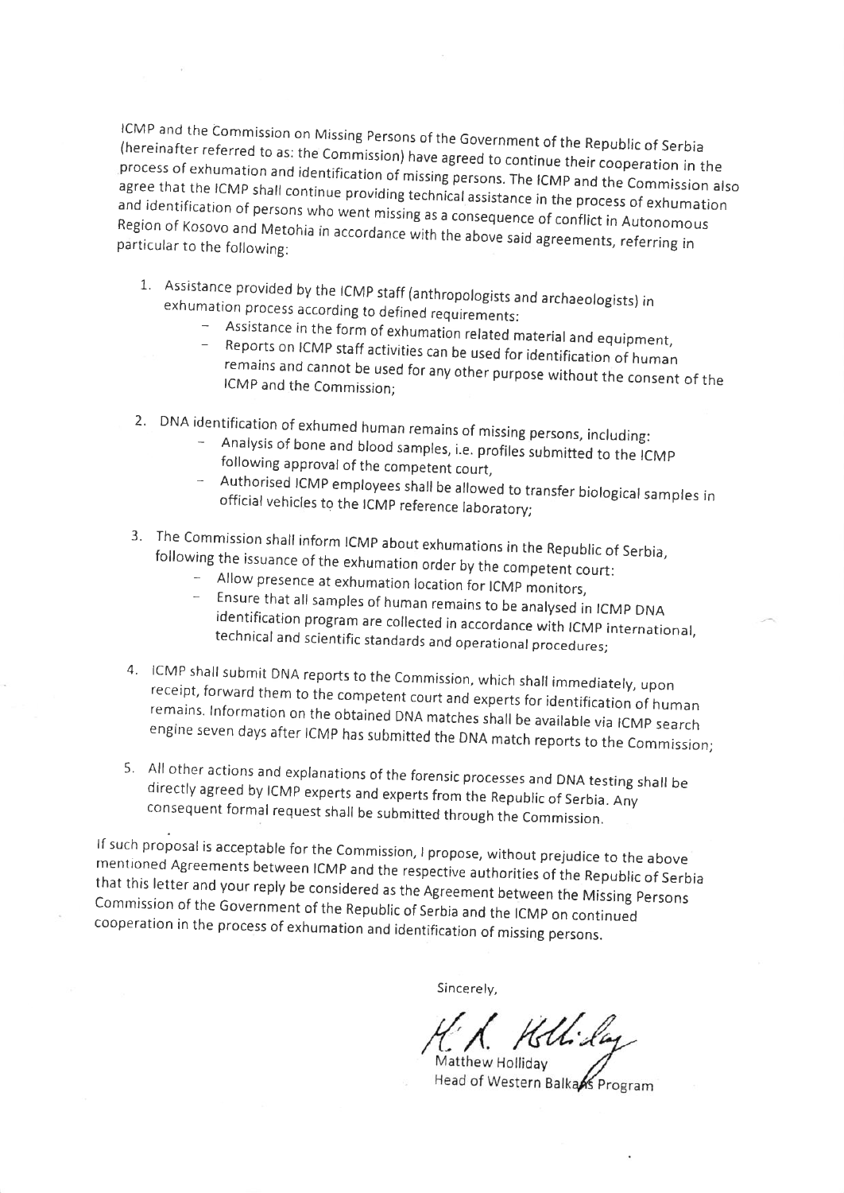ICMP and the Commission on Missing Persons of the Government of the Republic of Serbia (hereinafter referred to as: the Commission) have agreed to continue their cooperation in the process of exhumation and identification of missing persons. The ICMP and the Commission also agree that the ICMP shall continue providing technical assistance in the process of exhumation and identification of persons who went missing as a consequence of conflict in Autonomous Region of Kosovo and Metohia in accordance with the above said agreements, referring in particular to the following:

1. Assistance provided by the ICMP staff (anthropologists and archaeologists) in exhumation process according to defined requirements:
   - Assistance in the form of exhumation related material and equipment,
   - Reports on ICMP staff activities can be used for identification of human remains and cannot be used for any other purpose without the consent of the ICMP and the Commission;

2. DNA identification of exhumed human remains of missing persons, including:
   - Analysis of bone and blood samples, i.e. profiles submitted to the ICMP following approval of the competent court,
   - Authorised ICMP employees shall be allowed to transfer biological samples in official vehicles to the ICMP reference laboratory;

3. The Commission shall inform ICMP about exhumations in the Republic of Serbia, following the issuance of the exhumation order by the competent court:
   - Allow presence at exhumation location for ICMP monitors,
   - Ensure that all samples of human remains to be analysed in ICMP DNA identification program are collected in accordance with ICMP international, technical and scientific standards and operational procedures;

4. ICMP shall submit DNA reports to the Commission, which shall immediately, upon receipt, forward them to the competent court and experts for identification of human remains. Information on the obtained DNA matches shall be available via ICMP search engine seven days after ICMP has submitted the DNA match reports to the Commission;

5. All other actions and explanations of the forensic processes and DNA testing shall be directly agreed by ICMP experts and experts from the Republic of Serbia. Any consequent formal request shall be submitted through the Commission.

If such proposal is acceptable for the Commission, I propose, without prejudice to the above mentioned Agreements between ICMP and the respective authorities of the Republic of Serbia that this letter and your reply be considered as the Agreement between the Missing Persons Commission of the Government of the Republic of Serbia and the ICMP on continued cooperation in the process of exhumation and identification of missing persons.

Sincerely,

Matthew Holliday
Head of Western Balkans Program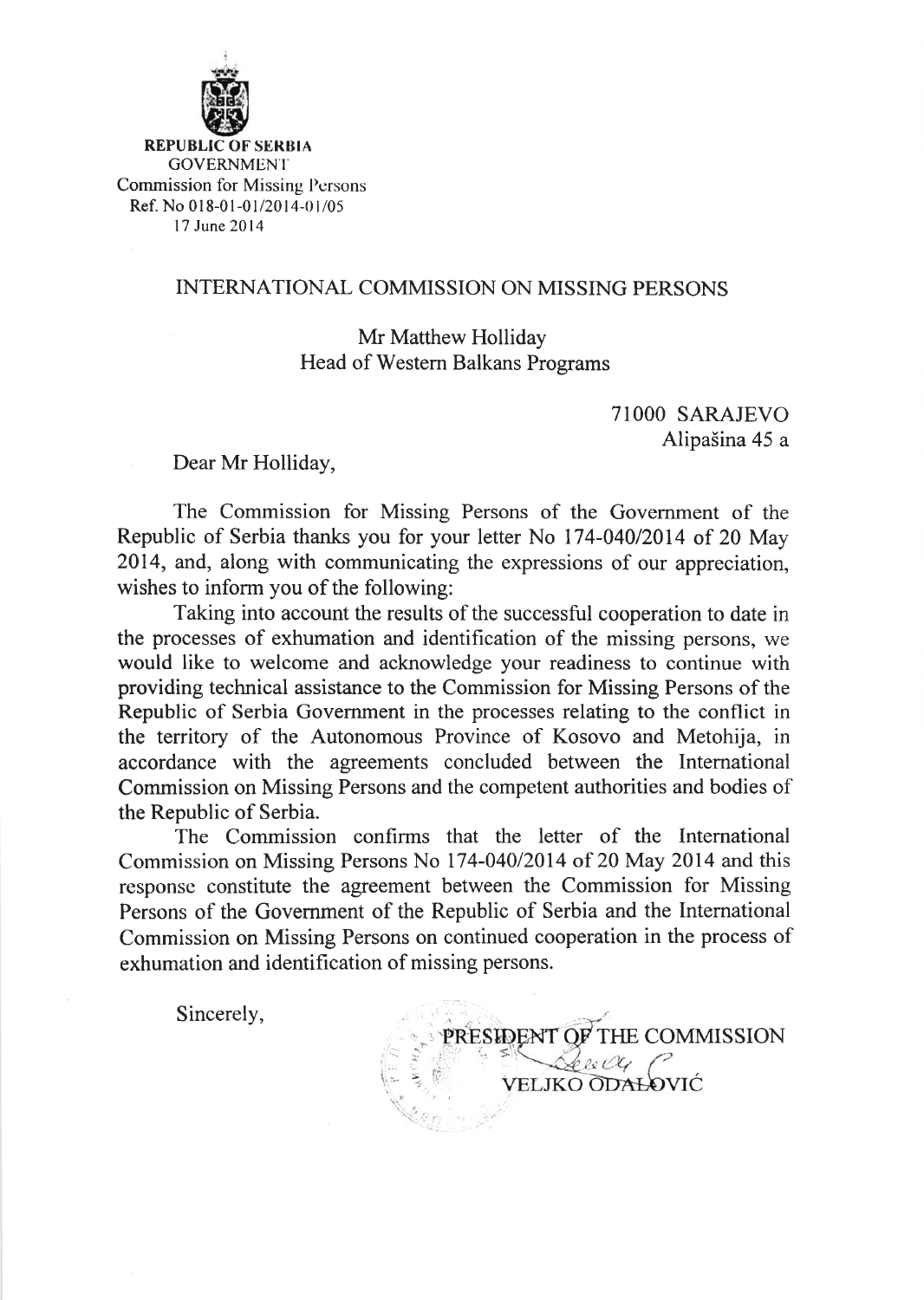**REPUBLIC OF SERBIA**
GOVERNMENT
Commission for Missing Persons
Ref. No 018-01-01/2014-01/05
17 June 2014

INTERNATIONAL COMMISSION ON MISSING PERSONS

Mr Matthew Holliday
Head of Western Balkans Programs

71000 SARAJEVO
Alipašina 45 a

Dear Mr Holliday,

The Commission for Missing Persons of the Government of the Republic of Serbia thanks you for your letter No 174-040/2014 of 20 May 2014, and, along with communicating the expressions of our appreciation, wishes to inform you of the following:

Taking into account the results of the successful cooperation to date in the processes of exhumation and identification of the missing persons, we would like to welcome and acknowledge your readiness to continue with providing technical assistance to the Commission for Missing Persons of the Republic of Serbia Government in the processes relating to the conflict in the territory of the Autonomous Province of Kosovo and Metohija, in accordance with the agreements concluded between the International Commission on Missing Persons and the competent authorities and bodies of the Republic of Serbia.

The Commission confirms that the letter of the International Commission on Missing Persons No 174-040/2014 of 20 May 2014 and this response constitute the agreement between the Commission for Missing Persons of the Government of the Republic of Serbia and the International Commission on Missing Persons on continued cooperation in the process of exhumation and identification of missing persons.

Sincerely,

PRESIDENT OF THE COMMISSION
VELJKO ODALOVIĆ